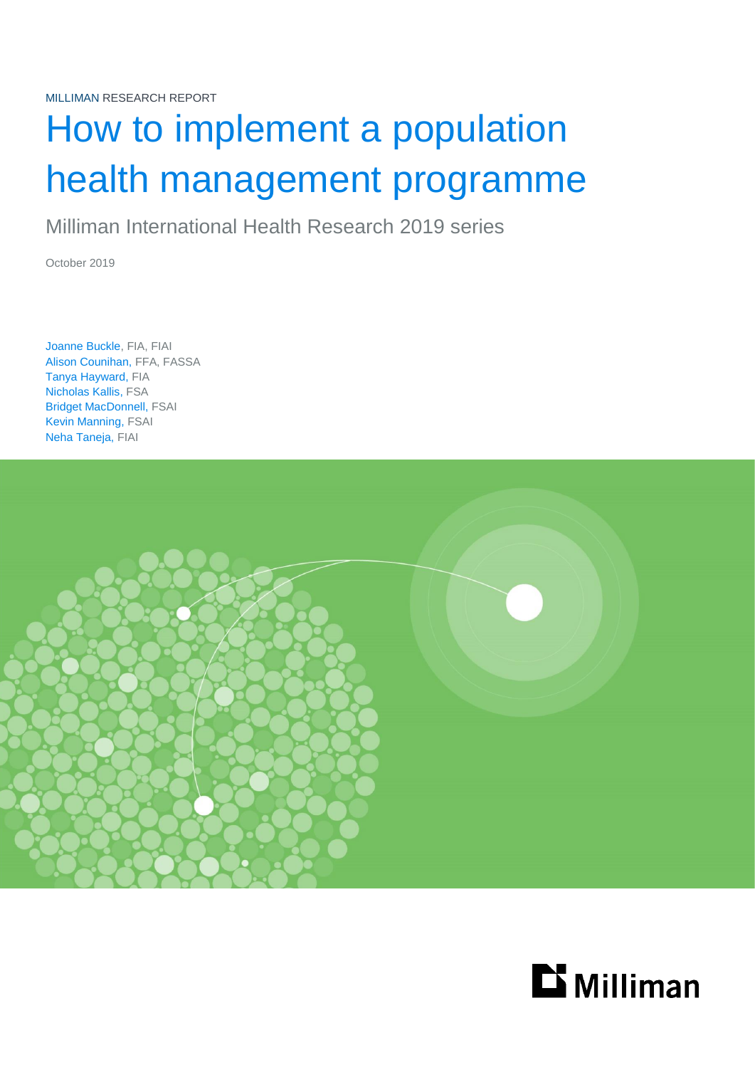MILLIMAN RESEARCH REPORT

# How to implement a population health management programme

## Milliman International Health Research 2019 series

October 2019

Joanne Buckle, FIA, FIAI
Alison Counihan, FFA, FASSA
Tanya Hayward, FIA
Nicholas Kallis, FSA
Bridget MacDonnell, FSAI
Kevin Manning, FSAI
Neha Taneja, FIAI

Milliman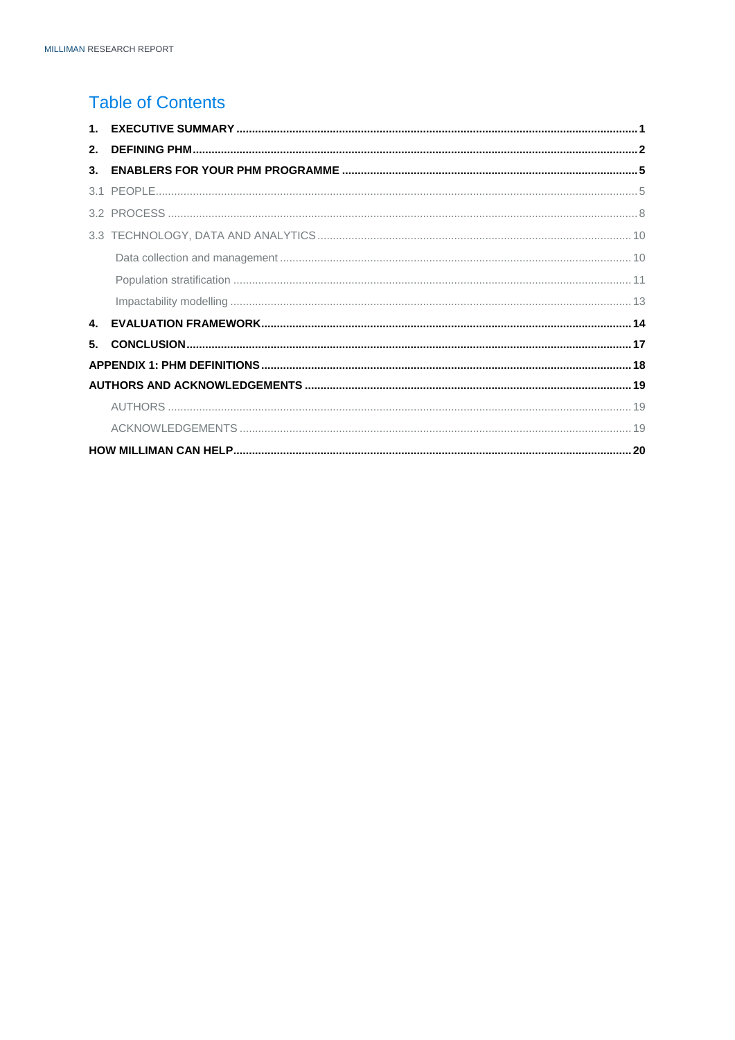# Table of Contents

**1. EXECUTIVE SUMMARY** ..... **1**

**2. DEFINING PHM** ..... **2**

**3. ENABLERS FOR YOUR PHM PROGRAMME** ..... **5**

3.1 PEOPLE ..... 5

3.2 PROCESS ..... 8

3.3 TECHNOLOGY, DATA AND ANALYTICS ..... 10

- Data collection and management ..... 10
- Population stratification ..... 11
- Impactability modelling ..... 13

**4. EVALUATION FRAMEWORK** ..... **14**

**5. CONCLUSION** ..... **17**

**APPENDIX 1: PHM DEFINITIONS** ..... **18**

**AUTHORS AND ACKNOWLEDGEMENTS** ..... **19**

- AUTHORS ..... 19
- ACKNOWLEDGEMENTS ..... 19

**HOW MILLIMAN CAN HELP** ..... **20**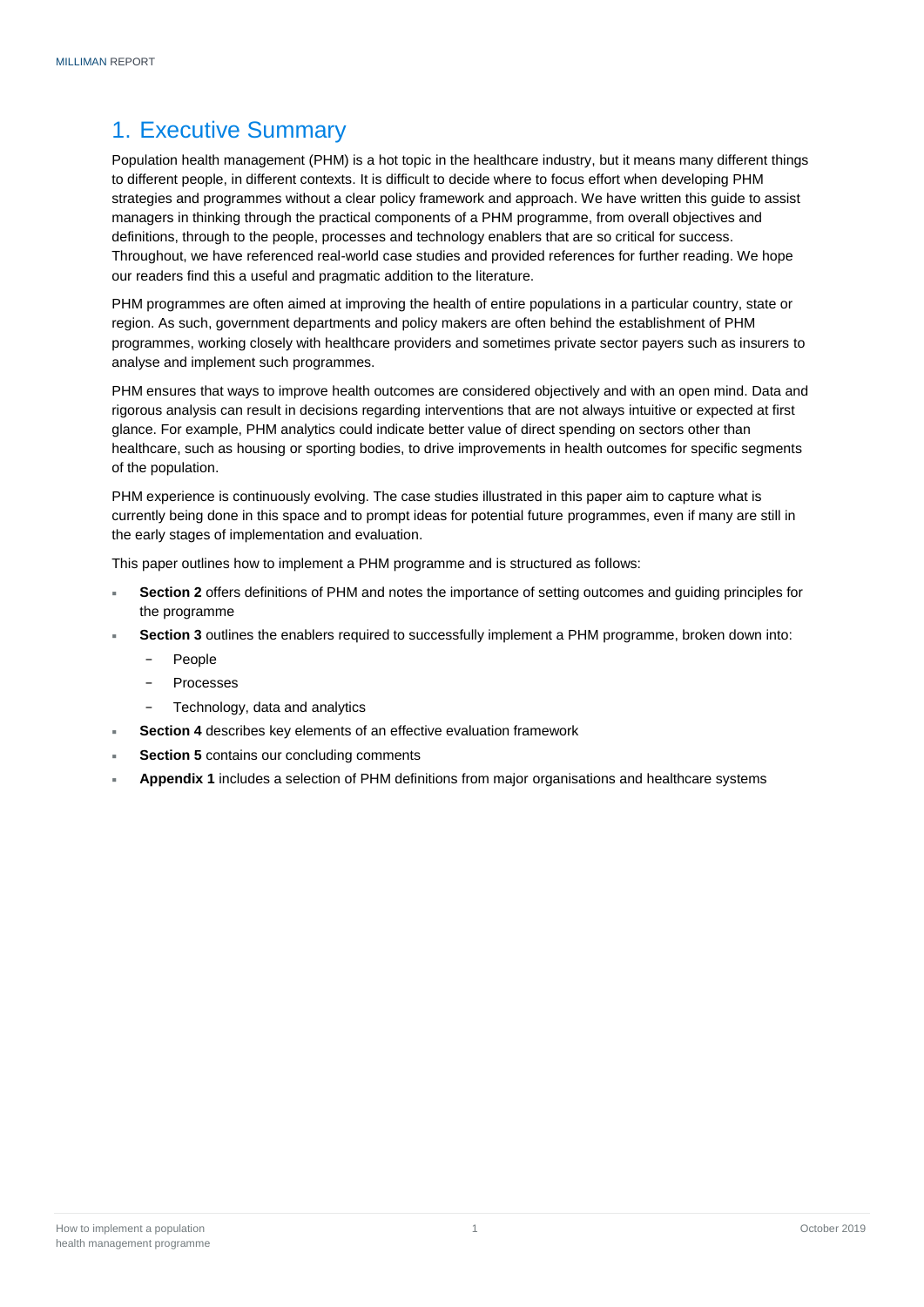# 1. Executive Summary

Population health management (PHM) is a hot topic in the healthcare industry, but it means many different things to different people, in different contexts. It is difficult to decide where to focus effort when developing PHM strategies and programmes without a clear policy framework and approach. We have written this guide to assist managers in thinking through the practical components of a PHM programme, from overall objectives and definitions, through to the people, processes and technology enablers that are so critical for success. Throughout, we have referenced real-world case studies and provided references for further reading. We hope our readers find this a useful and pragmatic addition to the literature.

PHM programmes are often aimed at improving the health of entire populations in a particular country, state or region. As such, government departments and policy makers are often behind the establishment of PHM programmes, working closely with healthcare providers and sometimes private sector payers such as insurers to analyse and implement such programmes.

PHM ensures that ways to improve health outcomes are considered objectively and with an open mind. Data and rigorous analysis can result in decisions regarding interventions that are not always intuitive or expected at first glance. For example, PHM analytics could indicate better value of direct spending on sectors other than healthcare, such as housing or sporting bodies, to drive improvements in health outcomes for specific segments of the population.

PHM experience is continuously evolving. The case studies illustrated in this paper aim to capture what is currently being done in this space and to prompt ideas for potential future programmes, even if many are still in the early stages of implementation and evaluation.

This paper outlines how to implement a PHM programme and is structured as follows:

- **Section 2** offers definitions of PHM and notes the importance of setting outcomes and guiding principles for the programme
- **Section 3** outlines the enablers required to successfully implement a PHM programme, broken down into:
  - People
  - Processes
  - Technology, data and analytics
- **Section 4** describes key elements of an effective evaluation framework
- **Section 5** contains our concluding comments
- **Appendix 1** includes a selection of PHM definitions from major organisations and healthcare systems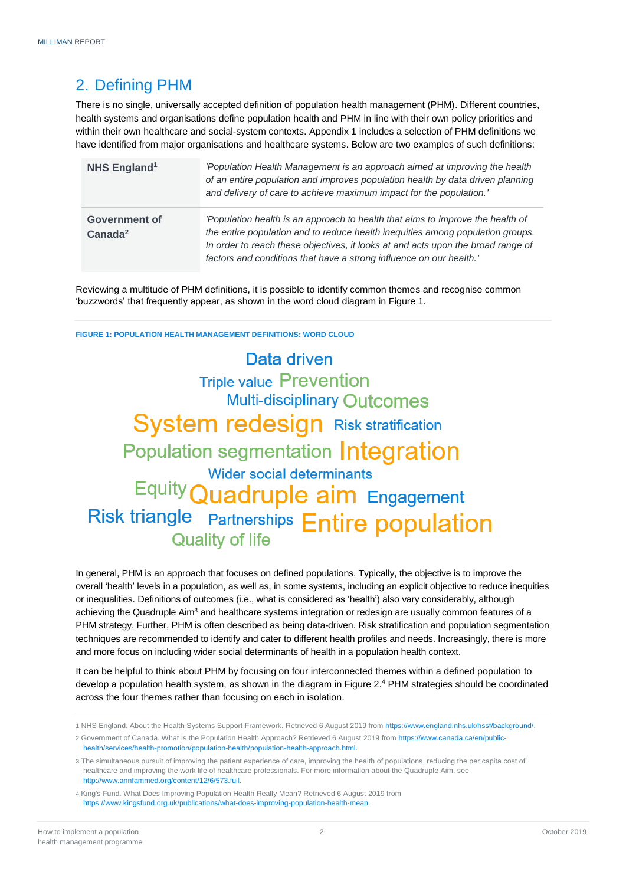## 2. Defining PHM

There is no single, universally accepted definition of population health management (PHM). Different countries, health systems and organisations define population health and PHM in line with their own policy priorities and within their own healthcare and social-system contexts. Appendix 1 includes a selection of PHM definitions we have identified from major organisations and healthcare systems. Below are two examples of such definitions:

| | |
|---|---|
| **NHS England**[1] | *'Population Health Management is an approach aimed at improving the health of an entire population and improves population health by data driven planning and delivery of care to achieve maximum impact for the population.'* |
| **Government of Canada**[2] | *'Population health is an approach to health that aims to improve the health of the entire population and to reduce health inequities among population groups. In order to reach these objectives, it looks at and acts upon the broad range of factors and conditions that have a strong influence on our health.'* |

Reviewing a multitude of PHM definitions, it is possible to identify common themes and recognise common 'buzzwords' that frequently appear, as shown in the word cloud diagram in Figure 1.

**FIGURE 1: POPULATION HEALTH MANAGEMENT DEFINITIONS: WORD CLOUD**

Data driven
Triple value
Prevention
Multi-disciplinary
Outcomes
System redesign
Risk stratification
Population segmentation
Integration
Wider social determinants
Equity
Quadruple aim
Engagement
Risk triangle
Partnerships
Entire population
Quality of life

In general, PHM is an approach that focuses on defined populations. Typically, the objective is to improve the overall 'health' levels in a population, as well as, in some systems, including an explicit objective to reduce inequities or inequalities. Definitions of outcomes (i.e., what is considered as 'health') also vary considerably, although achieving the Quadruple Aim[3] and healthcare systems integration or redesign are usually common features of a PHM strategy. Further, PHM is often described as being data-driven. Risk stratification and population segmentation techniques are recommended to identify and cater to different health profiles and needs. Increasingly, there is more and more focus on including wider social determinants of health in a population health context.

It can be helpful to think about PHM by focusing on four interconnected themes within a defined population to develop a population health system, as shown in the diagram in Figure 2.[4] PHM strategies should be coordinated across the four themes rather than focusing on each in isolation.

1 NHS England. About the Health Systems Support Framework. Retrieved 6 August 2019 from https://www.england.nhs.uk/hssf/background/.

2 Government of Canada. What Is the Population Health Approach? Retrieved 6 August 2019 from https://www.canada.ca/en/public-health/services/health-promotion/population-health/population-health-approach.html.

3 The simultaneous pursuit of improving the patient experience of care, improving the health of populations, reducing the per capita cost of healthcare and improving the work life of healthcare professionals. For more information about the Quadruple Aim, see http://www.annfammed.org/content/12/6/573.full.

4 King's Fund. What Does Improving Population Health Really Mean? Retrieved 6 August 2019 from https://www.kingsfund.org.uk/publications/what-does-improving-population-health-mean.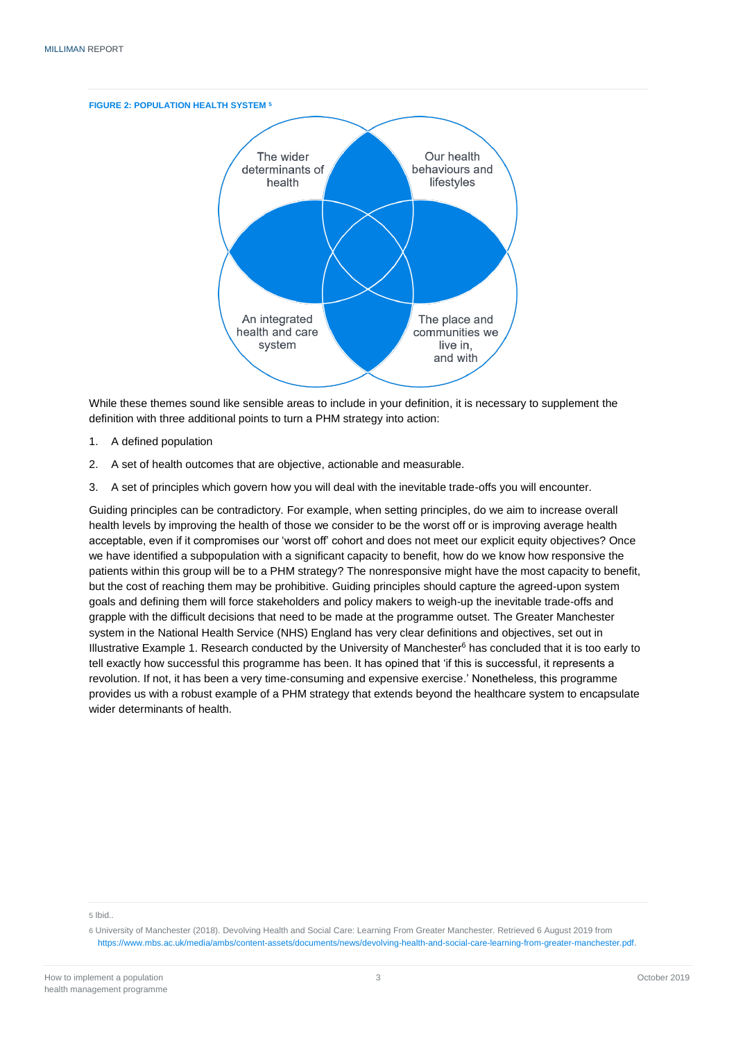**FIGURE 2: POPULATION HEALTH SYSTEM** [5]

The wider determinants of health

Our health behaviours and lifestyles

An integrated health and care system

The place and communities we live in, and with

While these themes sound like sensible areas to include in your definition, it is necessary to supplement the definition with three additional points to turn a PHM strategy into action:

1. A defined population
2. A set of health outcomes that are objective, actionable and measurable.
3. A set of principles which govern how you will deal with the inevitable trade-offs you will encounter.

Guiding principles can be contradictory. For example, when setting principles, do we aim to increase overall health levels by improving the health of those we consider to be the worst off or is improving average health acceptable, even if it compromises our 'worst off' cohort and does not meet our explicit equity objectives? Once we have identified a subpopulation with a significant capacity to benefit, how do we know how responsive the patients within this group will be to a PHM strategy? The nonresponsive might have the most capacity to benefit, but the cost of reaching them may be prohibitive. Guiding principles should capture the agreed-upon system goals and defining them will force stakeholders and policy makers to weigh-up the inevitable trade-offs and grapple with the difficult decisions that need to be made at the programme outset. The Greater Manchester system in the National Health Service (NHS) England has very clear definitions and objectives, set out in Illustrative Example 1. Research conducted by the University of Manchester[6] has concluded that it is too early to tell exactly how successful this programme has been. It has opined that 'if this is successful, it represents a revolution. If not, it has been a very time-consuming and expensive exercise.' Nonetheless, this programme provides us with a robust example of a PHM strategy that extends beyond the healthcare system to encapsulate wider determinants of health.

---

5 Ibid..

6 University of Manchester (2018). Devolving Health and Social Care: Learning From Greater Manchester. Retrieved 6 August 2019 from https://www.mbs.ac.uk/media/ambs/content-assets/documents/news/devolving-health-and-social-care-learning-from-greater-manchester.pdf.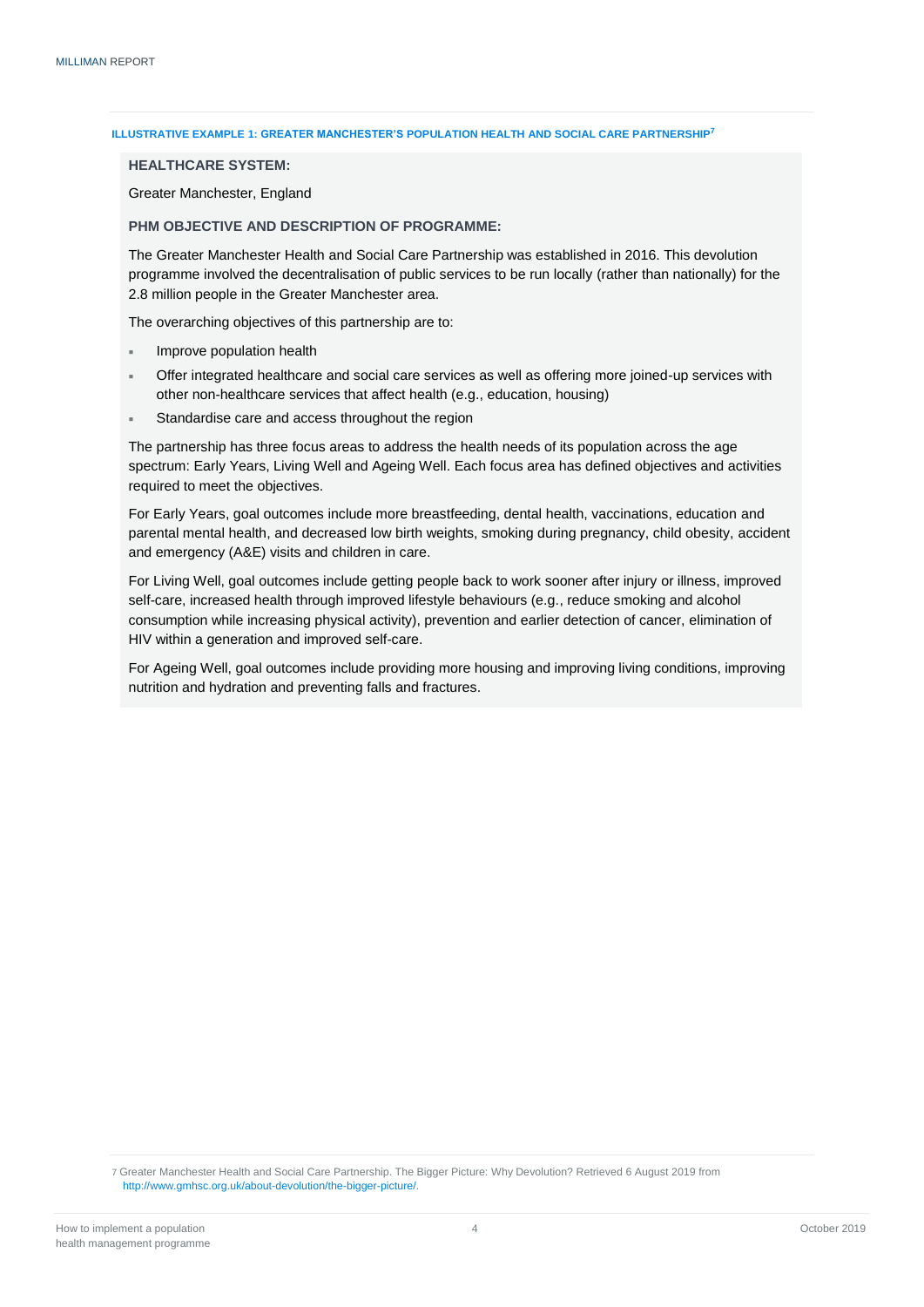#### ILLUSTRATIVE EXAMPLE 1: GREATER MANCHESTER'S POPULATION HEALTH AND SOCIAL CARE PARTNERSHIP[7]

**HEALTHCARE SYSTEM:**

Greater Manchester, England

**PHM OBJECTIVE AND DESCRIPTION OF PROGRAMME:**

The Greater Manchester Health and Social Care Partnership was established in 2016. This devolution programme involved the decentralisation of public services to be run locally (rather than nationally) for the 2.8 million people in the Greater Manchester area.

The overarching objectives of this partnership are to:

- Improve population health
- Offer integrated healthcare and social care services as well as offering more joined-up services with other non-healthcare services that affect health (e.g., education, housing)
- Standardise care and access throughout the region

The partnership has three focus areas to address the health needs of its population across the age spectrum: Early Years, Living Well and Ageing Well. Each focus area has defined objectives and activities required to meet the objectives.

For Early Years, goal outcomes include more breastfeeding, dental health, vaccinations, education and parental mental health, and decreased low birth weights, smoking during pregnancy, child obesity, accident and emergency (A&E) visits and children in care.

For Living Well, goal outcomes include getting people back to work sooner after injury or illness, improved self-care, increased health through improved lifestyle behaviours (e.g., reduce smoking and alcohol consumption while increasing physical activity), prevention and earlier detection of cancer, elimination of HIV within a generation and improved self-care.

For Ageing Well, goal outcomes include providing more housing and improving living conditions, improving nutrition and hydration and preventing falls and fractures.

7 Greater Manchester Health and Social Care Partnership. The Bigger Picture: Why Devolution? Retrieved 6 August 2019 from http://www.gmhsc.org.uk/about-devolution/the-bigger-picture/.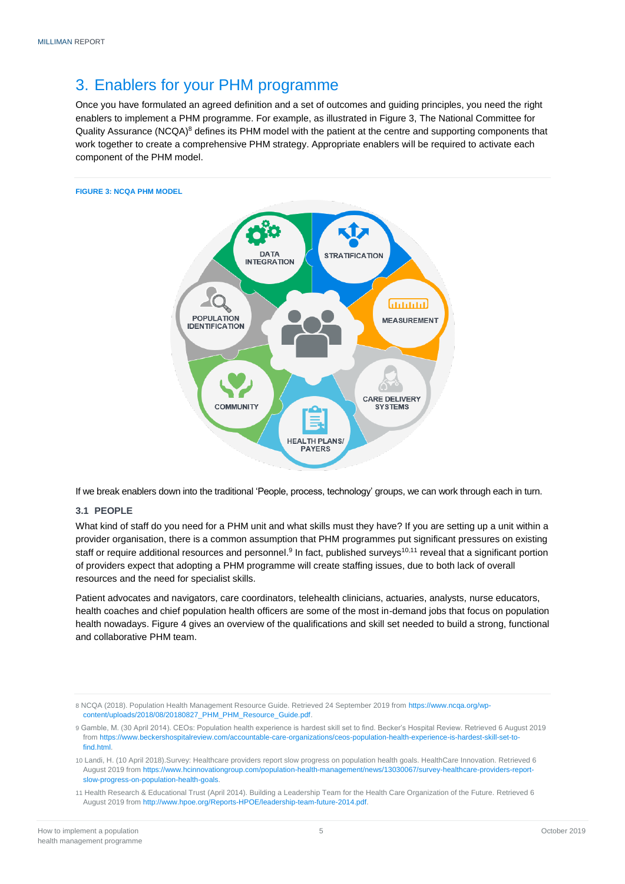# 3. Enablers for your PHM programme

Once you have formulated an agreed definition and a set of outcomes and guiding principles, you need the right enablers to implement a PHM programme. For example, as illustrated in Figure 3, The National Committee for Quality Assurance (NCQA)[8] defines its PHM model with the patient at the centre and supporting components that work together to create a comprehensive PHM strategy. Appropriate enablers will be required to activate each component of the PHM model.

**FIGURE 3: NCQA PHM MODEL**

DATA INTEGRATION

STRATIFICATION

MEASUREMENT

CARE DELIVERY SYSTEMS

HEALTH PLANS/ PAYERS

COMMUNITY

POPULATION IDENTIFICATION

If we break enablers down into the traditional 'People, process, technology' groups, we can work through each in turn.

### 3.1 PEOPLE

What kind of staff do you need for a PHM unit and what skills must they have? If you are setting up a unit within a provider organisation, there is a common assumption that PHM programmes put significant pressures on existing staff or require additional resources and personnel.[9] In fact, published surveys[10,11] reveal that a significant portion of providers expect that adopting a PHM programme will create staffing issues, due to both lack of overall resources and the need for specialist skills.

Patient advocates and navigators, care coordinators, telehealth clinicians, actuaries, analysts, nurse educators, health coaches and chief population health officers are some of the most in-demand jobs that focus on population health nowadays. Figure 4 gives an overview of the qualifications and skill set needed to build a strong, functional and collaborative PHM team.

---

8 NCQA (2018). Population Health Management Resource Guide. Retrieved 24 September 2019 from https://www.ncqa.org/wp-content/uploads/2018/08/20180827_PHM_PHM_Resource_Guide.pdf.

9 Gamble, M. (30 April 2014). CEOs: Population health experience is hardest skill set to find. Becker's Hospital Review. Retrieved 6 August 2019 from https://www.beckershospitalreview.com/accountable-care-organizations/ceos-population-health-experience-is-hardest-skill-set-to-find.html.

10 Landi, H. (10 April 2018).Survey: Healthcare providers report slow progress on population health goals. HealthCare Innovation. Retrieved 6 August 2019 from https://www.hcinnovationgroup.com/population-health-management/news/13030067/survey-healthcare-providers-report-slow-progress-on-population-health-goals.

11 Health Research & Educational Trust (April 2014). Building a Leadership Team for the Health Care Organization of the Future. Retrieved 6 August 2019 from http://www.hpoe.org/Reports-HPOE/leadership-team-future-2014.pdf.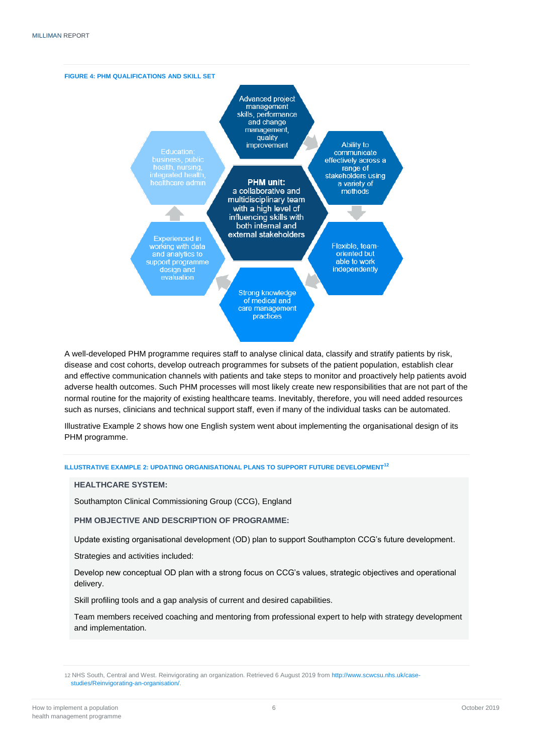**FIGURE 4: PHM QUALIFICATIONS AND SKILL SET**

Advanced project management skills, performance and change management, quality improvement

Ability to communicate effectively across a range of stakeholders using a variety of methods

Flexible, team-oriented but able to work independently

Strong knowledge of medical and care management practices

Experienced in working with data and analytics to support programme design and evaluation

Education: business, public health, nursing, integrated health, healthcare admin

**PHM unit:** a collaborative and multidisciplinary team with a high level of influencing skills with both internal and external stakeholders

A well-developed PHM programme requires staff to analyse clinical data, classify and stratify patients by risk, disease and cost cohorts, develop outreach programmes for subsets of the patient population, establish clear and effective communication channels with patients and take steps to monitor and proactively help patients avoid adverse health outcomes. Such PHM processes will most likely create new responsibilities that are not part of the normal routine for the majority of existing healthcare teams. Inevitably, therefore, you will need added resources such as nurses, clinicians and technical support staff, even if many of the individual tasks can be automated.

Illustrative Example 2 shows how one English system went about implementing the organisational design of its PHM programme.

**ILLUSTRATIVE EXAMPLE 2: UPDATING ORGANISATIONAL PLANS TO SUPPORT FUTURE DEVELOPMENT[12]**

**HEALTHCARE SYSTEM:**

Southampton Clinical Commissioning Group (CCG), England

**PHM OBJECTIVE AND DESCRIPTION OF PROGRAMME:**

Update existing organisational development (OD) plan to support Southampton CCG's future development.

Strategies and activities included:

Develop new conceptual OD plan with a strong focus on CCG's values, strategic objectives and operational delivery.

Skill profiling tools and a gap analysis of current and desired capabilities.

Team members received coaching and mentoring from professional expert to help with strategy development and implementation.

12 NHS South, Central and West. Reinvigorating an organization. Retrieved 6 August 2019 from http://www.scwcsu.nhs.uk/case-studies/Reinvigorating-an-organisation/.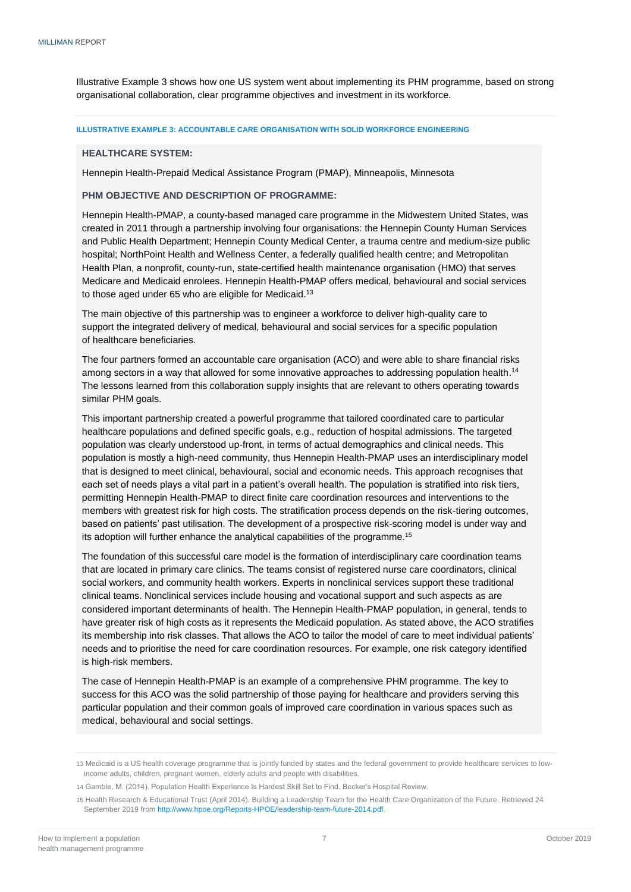Illustrative Example 3 shows how one US system went about implementing its PHM programme, based on strong organisational collaboration, clear programme objectives and investment in its workforce.

**ILLUSTRATIVE EXAMPLE 3: ACCOUNTABLE CARE ORGANISATION WITH SOLID WORKFORCE ENGINEERING**

**HEALTHCARE SYSTEM:**

Hennepin Health-Prepaid Medical Assistance Program (PMAP), Minneapolis, Minnesota

**PHM OBJECTIVE AND DESCRIPTION OF PROGRAMME:**

Hennepin Health-PMAP, a county-based managed care programme in the Midwestern United States, was created in 2011 through a partnership involving four organisations: the Hennepin County Human Services and Public Health Department; Hennepin County Medical Center, a trauma centre and medium-size public hospital; NorthPoint Health and Wellness Center, a federally qualified health centre; and Metropolitan Health Plan, a nonprofit, county-run, state-certified health maintenance organisation (HMO) that serves Medicare and Medicaid enrolees. Hennepin Health-PMAP offers medical, behavioural and social services to those aged under 65 who are eligible for Medicaid.[13]

The main objective of this partnership was to engineer a workforce to deliver high-quality care to support the integrated delivery of medical, behavioural and social services for a specific population of healthcare beneficiaries.

The four partners formed an accountable care organisation (ACO) and were able to share financial risks among sectors in a way that allowed for some innovative approaches to addressing population health.[14] The lessons learned from this collaboration supply insights that are relevant to others operating towards similar PHM goals.

This important partnership created a powerful programme that tailored coordinated care to particular healthcare populations and defined specific goals, e.g., reduction of hospital admissions. The targeted population was clearly understood up-front, in terms of actual demographics and clinical needs. This population is mostly a high-need community, thus Hennepin Health-PMAP uses an interdisciplinary model that is designed to meet clinical, behavioural, social and economic needs. This approach recognises that each set of needs plays a vital part in a patient's overall health. The population is stratified into risk tiers, permitting Hennepin Health-PMAP to direct finite care coordination resources and interventions to the members with greatest risk for high costs. The stratification process depends on the risk-tiering outcomes, based on patients' past utilisation. The development of a prospective risk-scoring model is under way and its adoption will further enhance the analytical capabilities of the programme.[15]

The foundation of this successful care model is the formation of interdisciplinary care coordination teams that are located in primary care clinics. The teams consist of registered nurse care coordinators, clinical social workers, and community health workers. Experts in nonclinical services support these traditional clinical teams. Nonclinical services include housing and vocational support and such aspects as are considered important determinants of health. The Hennepin Health-PMAP population, in general, tends to have greater risk of high costs as it represents the Medicaid population. As stated above, the ACO stratifies its membership into risk classes. That allows the ACO to tailor the model of care to meet individual patients' needs and to prioritise the need for care coordination resources. For example, one risk category identified is high-risk members.

The case of Hennepin Health-PMAP is an example of a comprehensive PHM programme. The key to success for this ACO was the solid partnership of those paying for healthcare and providers serving this particular population and their common goals of improved care coordination in various spaces such as medical, behavioural and social settings.

13 Medicaid is a US health coverage programme that is jointly funded by states and the federal government to provide healthcare services to low-income adults, children, pregnant women, elderly adults and people with disabilities.

14 Gamble, M. (2014). Population Health Experience Is Hardest Skill Set to Find. Becker's Hospital Review.

15 Health Research & Educational Trust (April 2014). Building a Leadership Team for the Health Care Organization of the Future. Retrieved 24 September 2019 from http://www.hpoe.org/Reports-HPOE/leadership-team-future-2014.pdf.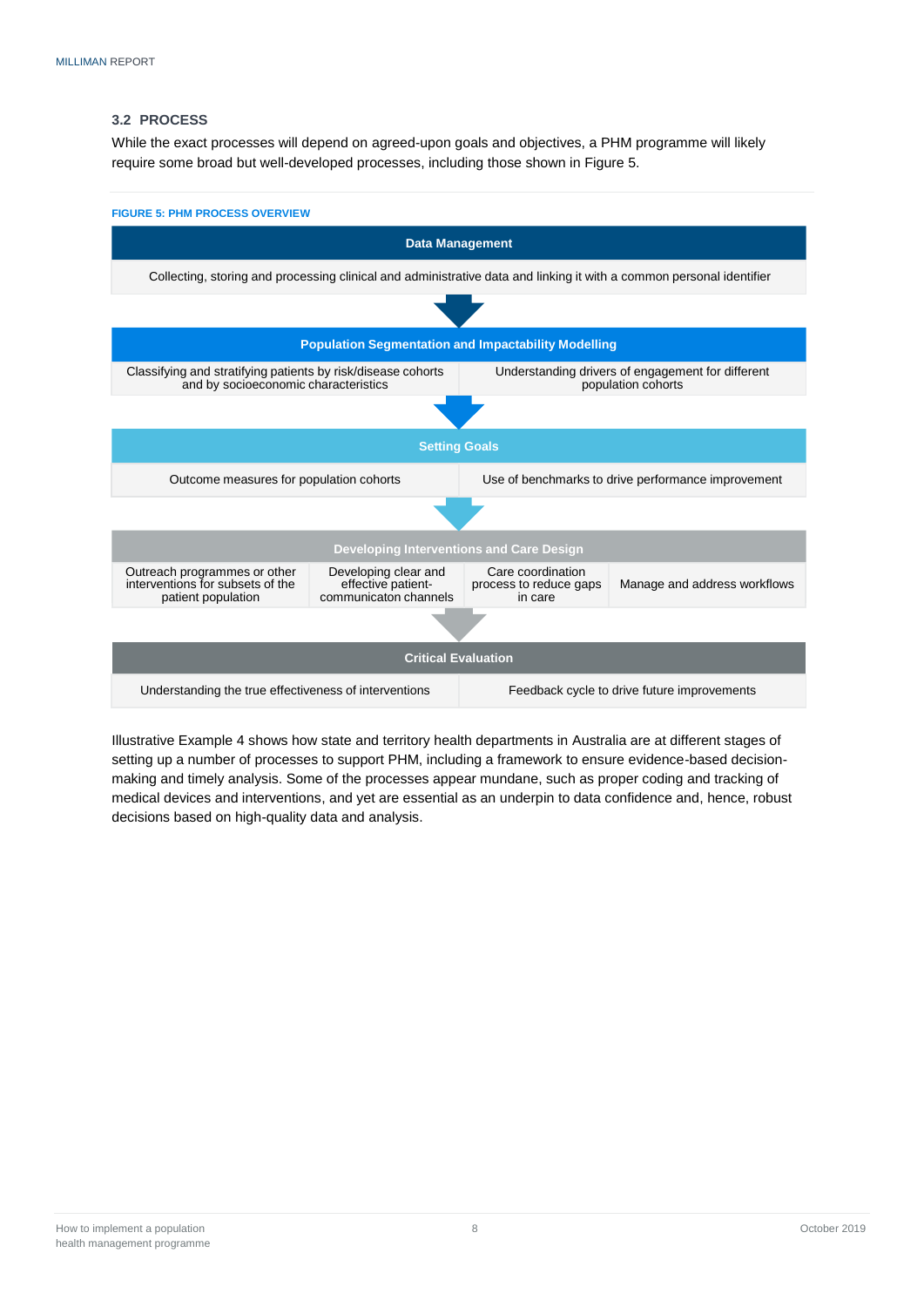### 3.2 PROCESS

While the exact processes will depend on agreed-upon goals and objectives, a PHM programme will likely require some broad but well-developed processes, including those shown in Figure 5.

**FIGURE 5: PHM PROCESS OVERVIEW**

**Data Management**

Collecting, storing and processing clinical and administrative data and linking it with a common personal identifier

**Population Segmentation and Impactability Modelling**

Classifying and stratifying patients by risk/disease cohorts and by socioeconomic characteristics

Understanding drivers of engagement for different population cohorts

**Setting Goals**

Outcome measures for population cohorts

Use of benchmarks to drive performance improvement

**Developing Interventions and Care Design**

Outreach programmes or other interventions for subsets of the patient population

Developing clear and effective patient-communicaton channels

Care coordination process to reduce gaps in care

Manage and address workflows

**Critical Evaluation**

Understanding the true effectiveness of interventions

Feedback cycle to drive future improvements

Illustrative Example 4 shows how state and territory health departments in Australia are at different stages of setting up a number of processes to support PHM, including a framework to ensure evidence-based decision-making and timely analysis. Some of the processes appear mundane, such as proper coding and tracking of medical devices and interventions, and yet are essential as an underpin to data confidence and, hence, robust decisions based on high-quality data and analysis.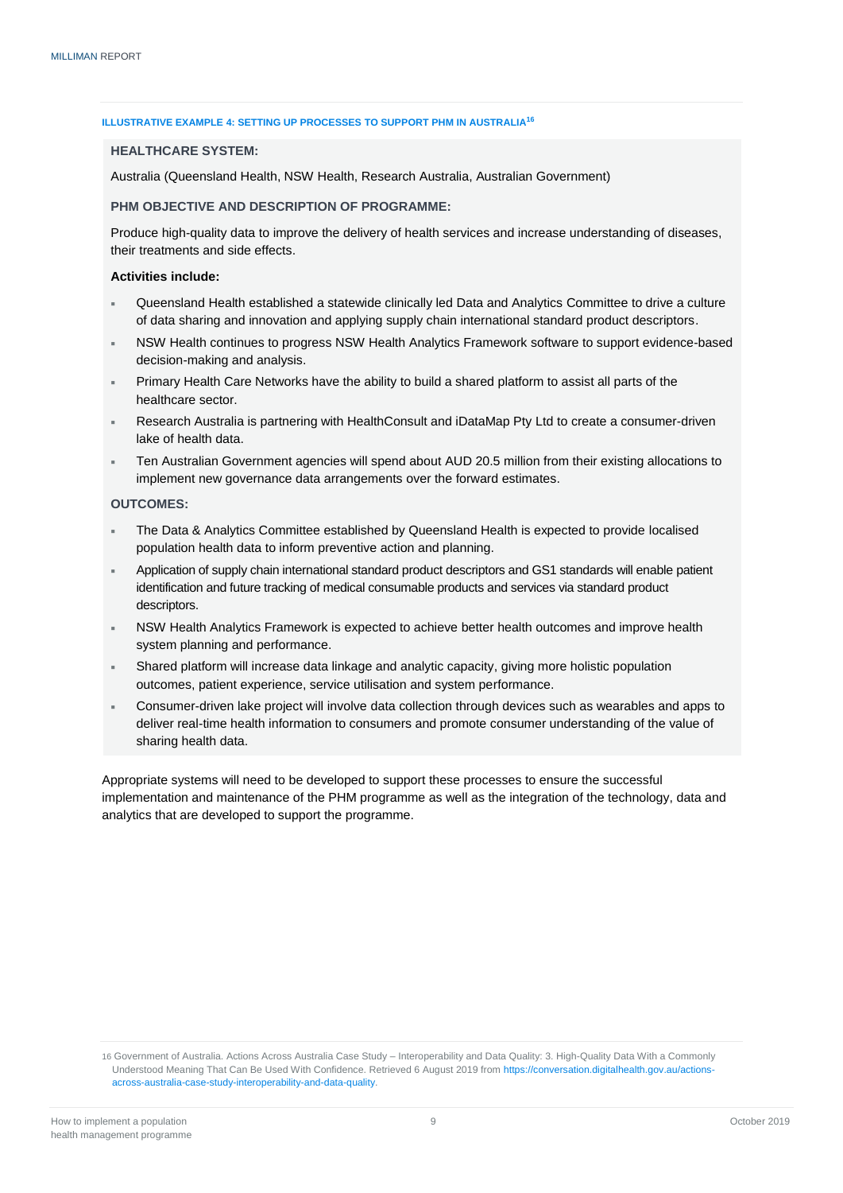#### ILLUSTRATIVE EXAMPLE 4: SETTING UP PROCESSES TO SUPPORT PHM IN AUSTRALIA[16]

**HEALTHCARE SYSTEM:**

Australia (Queensland Health, NSW Health, Research Australia, Australian Government)

**PHM OBJECTIVE AND DESCRIPTION OF PROGRAMME:**

Produce high-quality data to improve the delivery of health services and increase understanding of diseases, their treatments and side effects.

**Activities include:**

- Queensland Health established a statewide clinically led Data and Analytics Committee to drive a culture of data sharing and innovation and applying supply chain international standard product descriptors.
- NSW Health continues to progress NSW Health Analytics Framework software to support evidence-based decision-making and analysis.
- Primary Health Care Networks have the ability to build a shared platform to assist all parts of the healthcare sector.
- Research Australia is partnering with HealthConsult and iDataMap Pty Ltd to create a consumer-driven lake of health data.
- Ten Australian Government agencies will spend about AUD 20.5 million from their existing allocations to implement new governance data arrangements over the forward estimates.

**OUTCOMES:**

- The Data & Analytics Committee established by Queensland Health is expected to provide localised population health data to inform preventive action and planning.
- Application of supply chain international standard product descriptors and GS1 standards will enable patient identification and future tracking of medical consumable products and services via standard product descriptors.
- NSW Health Analytics Framework is expected to achieve better health outcomes and improve health system planning and performance.
- Shared platform will increase data linkage and analytic capacity, giving more holistic population outcomes, patient experience, service utilisation and system performance.
- Consumer-driven lake project will involve data collection through devices such as wearables and apps to deliver real-time health information to consumers and promote consumer understanding of the value of sharing health data.

Appropriate systems will need to be developed to support these processes to ensure the successful implementation and maintenance of the PHM programme as well as the integration of the technology, data and analytics that are developed to support the programme.

16 Government of Australia. Actions Across Australia Case Study – Interoperability and Data Quality: 3. High-Quality Data With a Commonly Understood Meaning That Can Be Used With Confidence. Retrieved 6 August 2019 from https://conversation.digitalhealth.gov.au/actions-across-australia-case-study-interoperability-and-data-quality.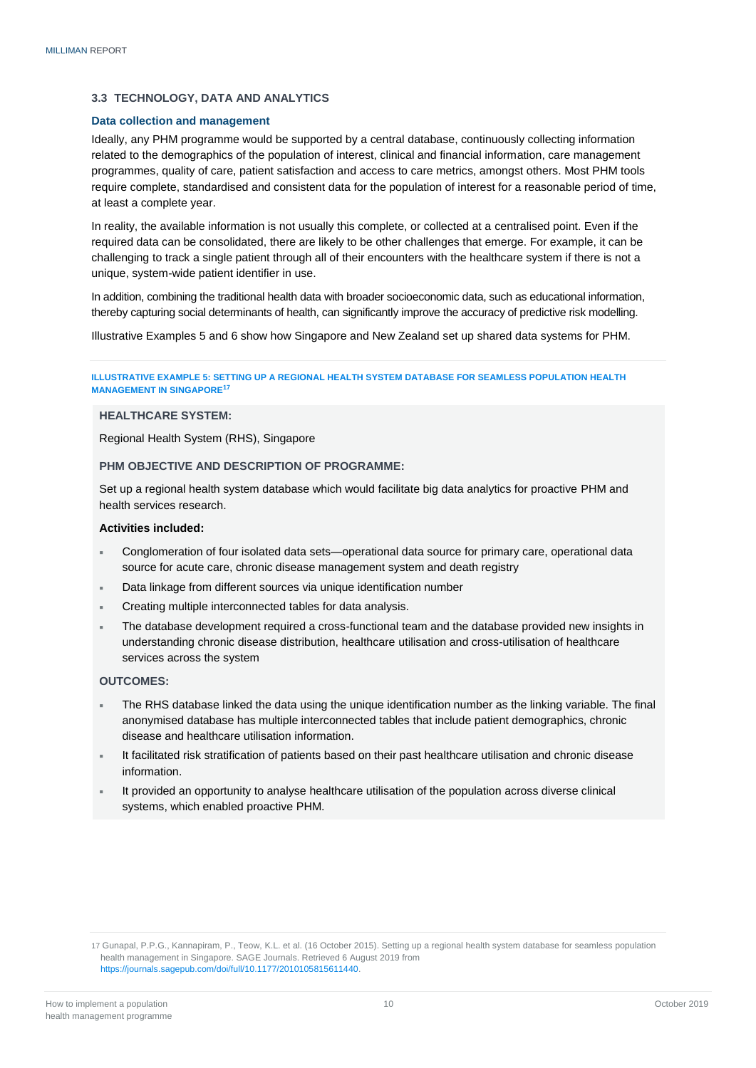### 3.3 TECHNOLOGY, DATA AND ANALYTICS

#### Data collection and management

Ideally, any PHM programme would be supported by a central database, continuously collecting information related to the demographics of the population of interest, clinical and financial information, care management programmes, quality of care, patient satisfaction and access to care metrics, amongst others. Most PHM tools require complete, standardised and consistent data for the population of interest for a reasonable period of time, at least a complete year.

In reality, the available information is not usually this complete, or collected at a centralised point. Even if the required data can be consolidated, there are likely to be other challenges that emerge. For example, it can be challenging to track a single patient through all of their encounters with the healthcare system if there is not a unique, system-wide patient identifier in use.

In addition, combining the traditional health data with broader socioeconomic data, such as educational information, thereby capturing social determinants of health, can significantly improve the accuracy of predictive risk modelling.

Illustrative Examples 5 and 6 show how Singapore and New Zealand set up shared data systems for PHM.

**ILLUSTRATIVE EXAMPLE 5: SETTING UP A REGIONAL HEALTH SYSTEM DATABASE FOR SEAMLESS POPULATION HEALTH MANAGEMENT IN SINGAPORE[17]**

**HEALTHCARE SYSTEM:**

Regional Health System (RHS), Singapore

**PHM OBJECTIVE AND DESCRIPTION OF PROGRAMME:**

Set up a regional health system database which would facilitate big data analytics for proactive PHM and health services research.

**Activities included:**

- Conglomeration of four isolated data sets—operational data source for primary care, operational data source for acute care, chronic disease management system and death registry
- Data linkage from different sources via unique identification number
- Creating multiple interconnected tables for data analysis.
- The database development required a cross-functional team and the database provided new insights in understanding chronic disease distribution, healthcare utilisation and cross-utilisation of healthcare services across the system

**OUTCOMES:**

- The RHS database linked the data using the unique identification number as the linking variable. The final anonymised database has multiple interconnected tables that include patient demographics, chronic disease and healthcare utilisation information.
- It facilitated risk stratification of patients based on their past healthcare utilisation and chronic disease information.
- It provided an opportunity to analyse healthcare utilisation of the population across diverse clinical systems, which enabled proactive PHM.

17 Gunapal, P.P.G., Kannapiram, P., Teow, K.L. et al. (16 October 2015). Setting up a regional health system database for seamless population health management in Singapore. SAGE Journals. Retrieved 6 August 2019 from https://journals.sagepub.com/doi/full/10.1177/2010105815611440.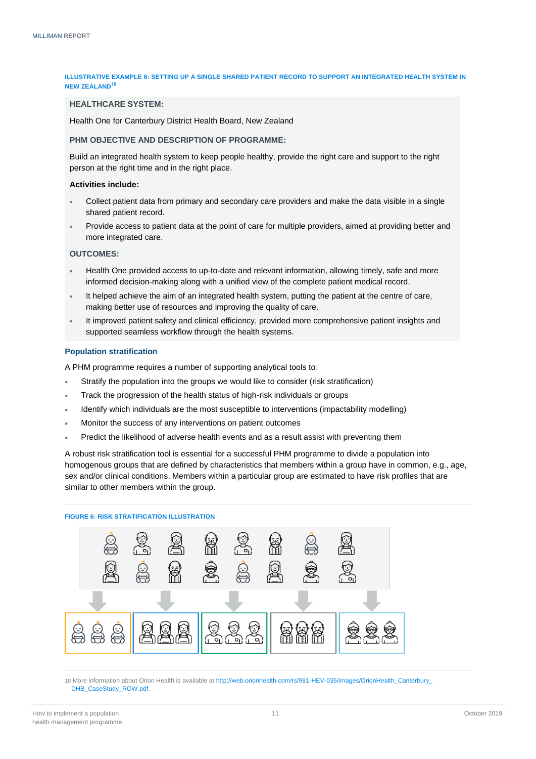ILLUSTRATIVE EXAMPLE 6: SETTING UP A SINGLE SHARED PATIENT RECORD TO SUPPORT AN INTEGRATED HEALTH SYSTEM IN NEW ZEALAND[18]

**HEALTHCARE SYSTEM:**

Health One for Canterbury District Health Board, New Zealand

**PHM OBJECTIVE AND DESCRIPTION OF PROGRAMME:**

Build an integrated health system to keep people healthy, provide the right care and support to the right person at the right time and in the right place.

**Activities include:**

- Collect patient data from primary and secondary care providers and make the data visible in a single shared patient record.
- Provide access to patient data at the point of care for multiple providers, aimed at providing better and more integrated care.

**OUTCOMES:**

- Health One provided access to up-to-date and relevant information, allowing timely, safe and more informed decision-making along with a unified view of the complete patient medical record.
- It helped achieve the aim of an integrated health system, putting the patient at the centre of care, making better use of resources and improving the quality of care.
- It improved patient safety and clinical efficiency, provided more comprehensive patient insights and supported seamless workflow through the health systems.

## Population stratification

A PHM programme requires a number of supporting analytical tools to:

- Stratify the population into the groups we would like to consider (risk stratification)
- Track the progression of the health status of high-risk individuals or groups
- Identify which individuals are the most susceptible to interventions (impactability modelling)
- Monitor the success of any interventions on patient outcomes
- Predict the likelihood of adverse health events and as a result assist with preventing them

A robust risk stratification tool is essential for a successful PHM programme to divide a population into homogenous groups that are defined by characteristics that members within a group have in common, e.g., age, sex and/or clinical conditions. Members within a particular group are estimated to have risk profiles that are similar to other members within the group.

FIGURE 6: RISK STRATIFICATION ILLUSTRATION

18 More information about Orion Health is available at http://web.orionhealth.com/rs/981-HEV-035/images/OrionHealth_Canterbury_DHB_CaseStudy_ROW.pdf.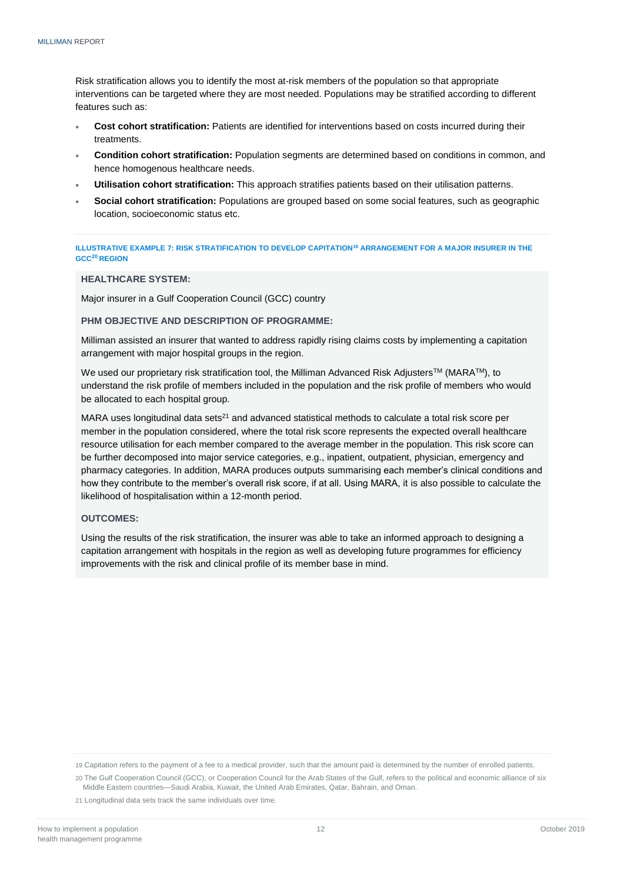Risk stratification allows you to identify the most at-risk members of the population so that appropriate interventions can be targeted where they are most needed. Populations may be stratified according to different features such as:

- **Cost cohort stratification:** Patients are identified for interventions based on costs incurred during their treatments.
- **Condition cohort stratification:** Population segments are determined based on conditions in common, and hence homogenous healthcare needs.
- **Utilisation cohort stratification:** This approach stratifies patients based on their utilisation patterns.
- **Social cohort stratification:** Populations are grouped based on some social features, such as geographic location, socioeconomic status etc.

#### ILLUSTRATIVE EXAMPLE 7: RISK STRATIFICATION TO DEVELOP CAPITATION[19] ARRANGEMENT FOR A MAJOR INSURER IN THE GCC[20] REGION

**HEALTHCARE SYSTEM:**

Major insurer in a Gulf Cooperation Council (GCC) country

**PHM OBJECTIVE AND DESCRIPTION OF PROGRAMME:**

Milliman assisted an insurer that wanted to address rapidly rising claims costs by implementing a capitation arrangement with major hospital groups in the region.

We used our proprietary risk stratification tool, the Milliman Advanced Risk Adjusters™ (MARA™), to understand the risk profile of members included in the population and the risk profile of members who would be allocated to each hospital group.

MARA uses longitudinal data sets[21] and advanced statistical methods to calculate a total risk score per member in the population considered, where the total risk score represents the expected overall healthcare resource utilisation for each member compared to the average member in the population. This risk score can be further decomposed into major service categories, e.g., inpatient, outpatient, physician, emergency and pharmacy categories. In addition, MARA produces outputs summarising each member's clinical conditions and how they contribute to the member's overall risk score, if at all. Using MARA, it is also possible to calculate the likelihood of hospitalisation within a 12-month period.

**OUTCOMES:**

Using the results of the risk stratification, the insurer was able to take an informed approach to designing a capitation arrangement with hospitals in the region as well as developing future programmes for efficiency improvements with the risk and clinical profile of its member base in mind.

---

19 Capitation refers to the payment of a fee to a medical provider, such that the amount paid is determined by the number of enrolled patients.

20 The Gulf Cooperation Council (GCC), or Cooperation Council for the Arab States of the Gulf, refers to the political and economic alliance of six Middle Eastern countries—Saudi Arabia, Kuwait, the United Arab Emirates, Qatar, Bahrain, and Oman.

21 Longitudinal data sets track the same individuals over time.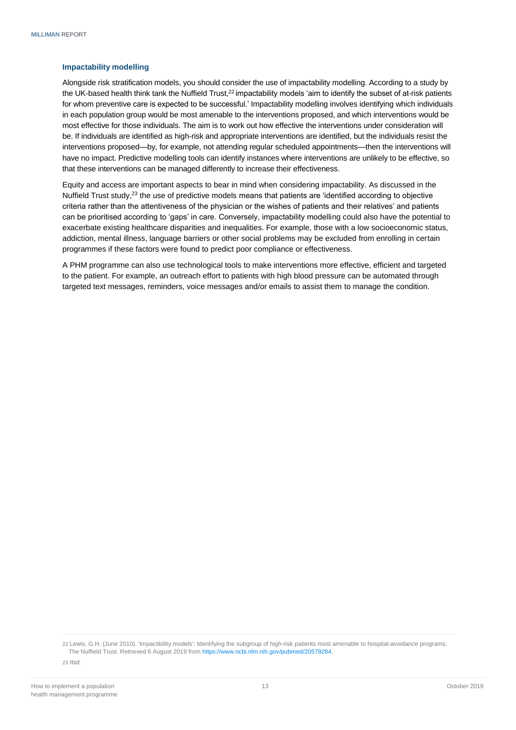### Impactability modelling

Alongside risk stratification models, you should consider the use of impactability modelling. According to a study by the UK-based health think tank the Nuffield Trust,[22] impactability models 'aim to identify the subset of at-risk patients for whom preventive care is expected to be successful.' Impactability modelling involves identifying which individuals in each population group would be most amenable to the interventions proposed, and which interventions would be most effective for those individuals. The aim is to work out how effective the interventions under consideration will be. If individuals are identified as high-risk and appropriate interventions are identified, but the individuals resist the interventions proposed—by, for example, not attending regular scheduled appointments—then the interventions will have no impact. Predictive modelling tools can identify instances where interventions are unlikely to be effective, so that these interventions can be managed differently to increase their effectiveness.

Equity and access are important aspects to bear in mind when considering impactability. As discussed in the Nuffield Trust study,[23] the use of predictive models means that patients are 'identified according to objective criteria rather than the attentiveness of the physician or the wishes of patients and their relatives' and patients can be prioritised according to 'gaps' in care. Conversely, impactability modelling could also have the potential to exacerbate existing healthcare disparities and inequalities. For example, those with a low socioeconomic status, addiction, mental illness, language barriers or other social problems may be excluded from enrolling in certain programmes if these factors were found to predict poor compliance or effectiveness.

A PHM programme can also use technological tools to make interventions more effective, efficient and targeted to the patient. For example, an outreach effort to patients with high blood pressure can be automated through targeted text messages, reminders, voice messages and/or emails to assist them to manage the condition.

---

22 Lewis, G.H. (June 2010). 'Impactibility models': Identifying the subgroup of high-risk patients most amenable to hospital-avoidance programs. The Nuffield Trust. Retrieved 6 August 2019 from https://www.ncbi.nlm.nih.gov/pubmed/20579284.

23 Ibid.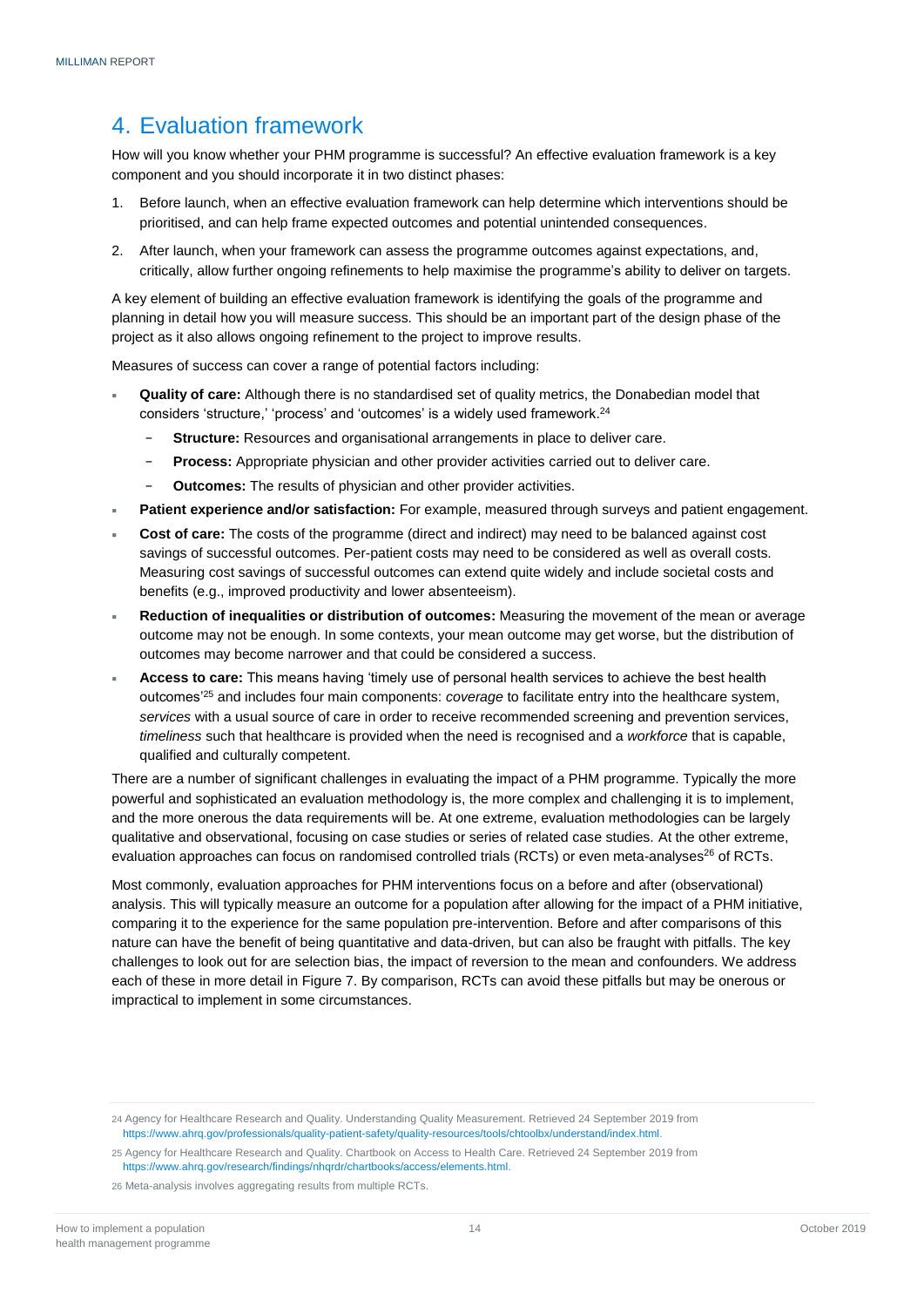## 4. Evaluation framework

How will you know whether your PHM programme is successful? An effective evaluation framework is a key component and you should incorporate it in two distinct phases:

1. Before launch, when an effective evaluation framework can help determine which interventions should be prioritised, and can help frame expected outcomes and potential unintended consequences.
2. After launch, when your framework can assess the programme outcomes against expectations, and, critically, allow further ongoing refinements to help maximise the programme's ability to deliver on targets.

A key element of building an effective evaluation framework is identifying the goals of the programme and planning in detail how you will measure success. This should be an important part of the design phase of the project as it also allows ongoing refinement to the project to improve results.

Measures of success can cover a range of potential factors including:

- **Quality of care:** Although there is no standardised set of quality metrics, the Donabedian model that considers 'structure,' 'process' and 'outcomes' is a widely used framework.[24]
  - **Structure:** Resources and organisational arrangements in place to deliver care.
  - **Process:** Appropriate physician and other provider activities carried out to deliver care.
  - **Outcomes:** The results of physician and other provider activities.
- **Patient experience and/or satisfaction:** For example, measured through surveys and patient engagement.
- **Cost of care:** The costs of the programme (direct and indirect) may need to be balanced against cost savings of successful outcomes. Per-patient costs may need to be considered as well as overall costs. Measuring cost savings of successful outcomes can extend quite widely and include societal costs and benefits (e.g., improved productivity and lower absenteeism).
- **Reduction of inequalities or distribution of outcomes:** Measuring the movement of the mean or average outcome may not be enough. In some contexts, your mean outcome may get worse, but the distribution of outcomes may become narrower and that could be considered a success.
- **Access to care:** This means having 'timely use of personal health services to achieve the best health outcomes'[25] and includes four main components: *coverage* to facilitate entry into the healthcare system, *services* with a usual source of care in order to receive recommended screening and prevention services, *timeliness* such that healthcare is provided when the need is recognised and a *workforce* that is capable, qualified and culturally competent.

There are a number of significant challenges in evaluating the impact of a PHM programme. Typically the more powerful and sophisticated an evaluation methodology is, the more complex and challenging it is to implement, and the more onerous the data requirements will be. At one extreme, evaluation methodologies can be largely qualitative and observational, focusing on case studies or series of related case studies. At the other extreme, evaluation approaches can focus on randomised controlled trials (RCTs) or even meta-analyses[26] of RCTs.

Most commonly, evaluation approaches for PHM interventions focus on a before and after (observational) analysis. This will typically measure an outcome for a population after allowing for the impact of a PHM initiative, comparing it to the experience for the same population pre-intervention. Before and after comparisons of this nature can have the benefit of being quantitative and data-driven, but can also be fraught with pitfalls. The key challenges to look out for are selection bias, the impact of reversion to the mean and confounders. We address each of these in more detail in Figure 7. By comparison, RCTs can avoid these pitfalls but may be onerous or impractical to implement in some circumstances.

---

24 Agency for Healthcare Research and Quality. Understanding Quality Measurement. Retrieved 24 September 2019 from https://www.ahrq.gov/professionals/quality-patient-safety/quality-resources/tools/chtoolbx/understand/index.html.

25 Agency for Healthcare Research and Quality. Chartbook on Access to Health Care. Retrieved 24 September 2019 from https://www.ahrq.gov/research/findings/nhqrdr/chartbooks/access/elements.html.

26 Meta-analysis involves aggregating results from multiple RCTs.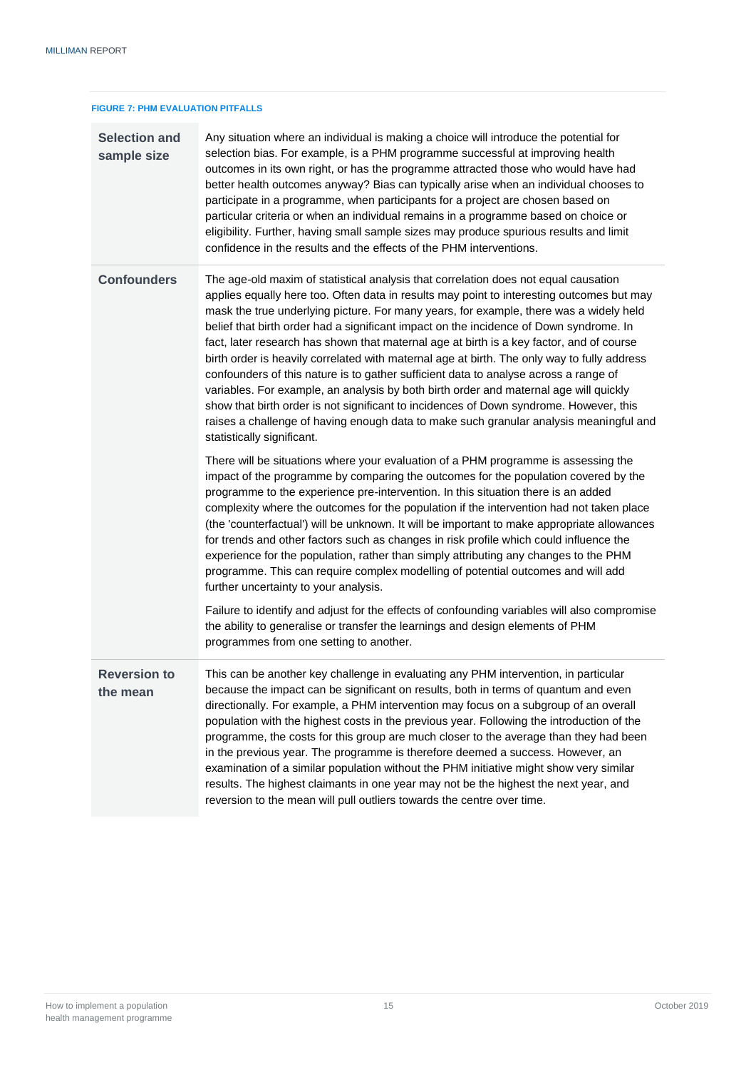**FIGURE 7: PHM EVALUATION PITFALLS**

| | |
|---|---|
| **Selection and sample size** | Any situation where an individual is making a choice will introduce the potential for selection bias. For example, is a PHM programme successful at improving health outcomes in its own right, or has the programme attracted those who would have had better health outcomes anyway? Bias can typically arise when an individual chooses to participate in a programme, when participants for a project are chosen based on particular criteria or when an individual remains in a programme based on choice or eligibility. Further, having small sample sizes may produce spurious results and limit confidence in the results and the effects of the PHM interventions. |
| **Confounders** | The age-old maxim of statistical analysis that correlation does not equal causation applies equally here too. Often data in results may point to interesting outcomes but may mask the true underlying picture. For many years, for example, there was a widely held belief that birth order had a significant impact on the incidence of Down syndrome. In fact, later research has shown that maternal age at birth is a key factor, and of course birth order is heavily correlated with maternal age at birth. The only way to fully address confounders of this nature is to gather sufficient data to analyse across a range of variables. For example, an analysis by both birth order and maternal age will quickly show that birth order is not significant to incidences of Down syndrome. However, this raises a challenge of having enough data to make such granular analysis meaningful and statistically significant.<br><br>There will be situations where your evaluation of a PHM programme is assessing the impact of the programme by comparing the outcomes for the population covered by the programme to the experience pre-intervention. In this situation there is an added complexity where the outcomes for the population if the intervention had not taken place (the 'counterfactual') will be unknown. It will be important to make appropriate allowances for trends and other factors such as changes in risk profile which could influence the experience for the population, rather than simply attributing any changes to the PHM programme. This can require complex modelling of potential outcomes and will add further uncertainty to your analysis.<br><br>Failure to identify and adjust for the effects of confounding variables will also compromise the ability to generalise or transfer the learnings and design elements of PHM programmes from one setting to another. |
| **Reversion to the mean** | This can be another key challenge in evaluating any PHM intervention, in particular because the impact can be significant on results, both in terms of quantum and even directionally. For example, a PHM intervention may focus on a subgroup of an overall population with the highest costs in the previous year. Following the introduction of the programme, the costs for this group are much closer to the average than they had been in the previous year. The programme is therefore deemed a success. However, an examination of a similar population without the PHM initiative might show very similar results. The highest claimants in one year may not be the highest the next year, and reversion to the mean will pull outliers towards the centre over time. |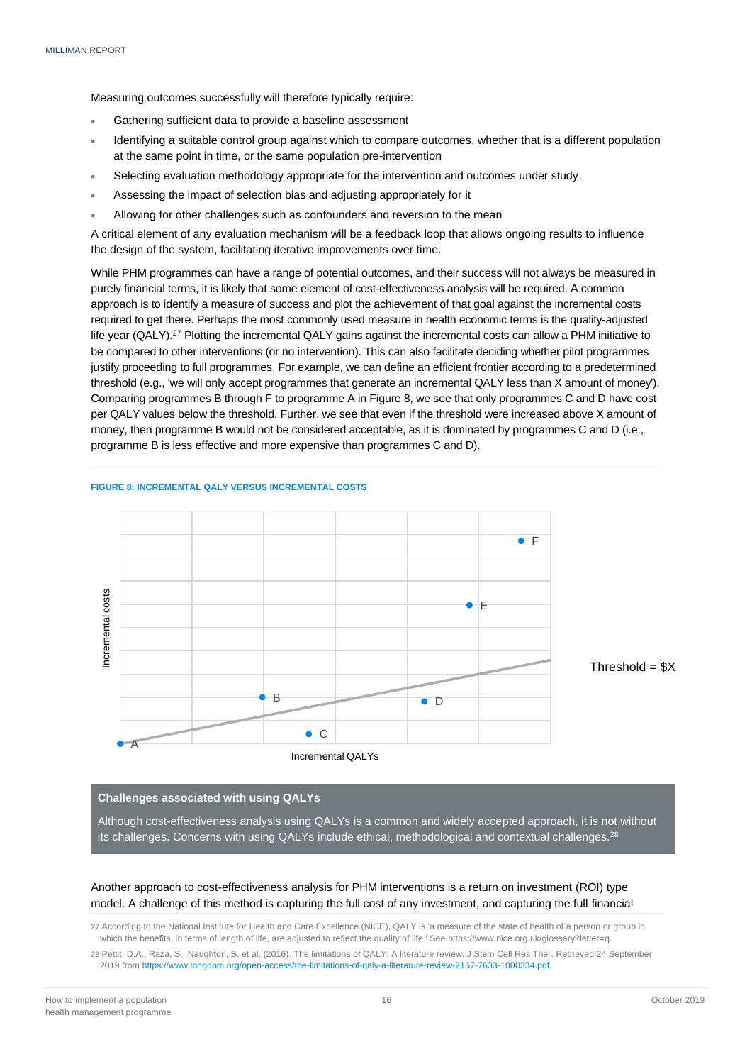Measuring outcomes successfully will therefore typically require:

- Gathering sufficient data to provide a baseline assessment
- Identifying a suitable control group against which to compare outcomes, whether that is a different population at the same point in time, or the same population pre-intervention
- Selecting evaluation methodology appropriate for the intervention and outcomes under study.
- Assessing the impact of selection bias and adjusting appropriately for it
- Allowing for other challenges such as confounders and reversion to the mean

A critical element of any evaluation mechanism will be a feedback loop that allows ongoing results to influence the design of the system, facilitating iterative improvements over time.

While PHM programmes can have a range of potential outcomes, and their success will not always be measured in purely financial terms, it is likely that some element of cost-effectiveness analysis will be required. A common approach is to identify a measure of success and plot the achievement of that goal against the incremental costs required to get there. Perhaps the most commonly used measure in health economic terms is the quality-adjusted life year (QALY).[27] Plotting the incremental QALY gains against the incremental costs can allow a PHM initiative to be compared to other interventions (or no intervention). This can also facilitate deciding whether pilot programmes justify proceeding to full programmes. For example, we can define an efficient frontier according to a predetermined threshold (e.g., 'we will only accept programmes that generate an incremental QALY less than X amount of money'). Comparing programmes B through F to programme A in Figure 8, we see that only programmes C and D have cost per QALY values below the threshold. Further, we see that even if the threshold were increased above X amount of money, then programme B would not be considered acceptable, as it is dominated by programmes C and D (i.e., programme B is less effective and more expensive than programmes C and D).

**FIGURE 8: INCREMENTAL QALY VERSUS INCREMENTAL COSTS**

Incremental costs

Incremental QALYs

A

B

C

D

E

F

Threshold = $X

**Challenges associated with using QALYs**

Although cost-effectiveness analysis using QALYs is a common and widely accepted approach, it is not without its challenges. Concerns with using QALYs include ethical, methodological and contextual challenges.[28]

Another approach to cost-effectiveness analysis for PHM interventions is a return on investment (ROI) type model. A challenge of this method is capturing the full cost of any investment, and capturing the full financial

27 According to the National Institute for Health and Care Excellence (NICE), QALY is 'a measure of the state of health of a person or group in which the benefits, in terms of length of life, are adjusted to reflect the quality of life.' See https://www.nice.org.uk/glossary?letter=q.

28 Pettit, D.A., Raza, S., Naughton, B. et al. (2016). The limitations of QALY: A literature review. J Stem Cell Res Ther. Retrieved 24 September 2019 from https://www.longdom.org/open-access/the-limitations-of-qaly-a-literature-review-2157-7633-1000334.pdf.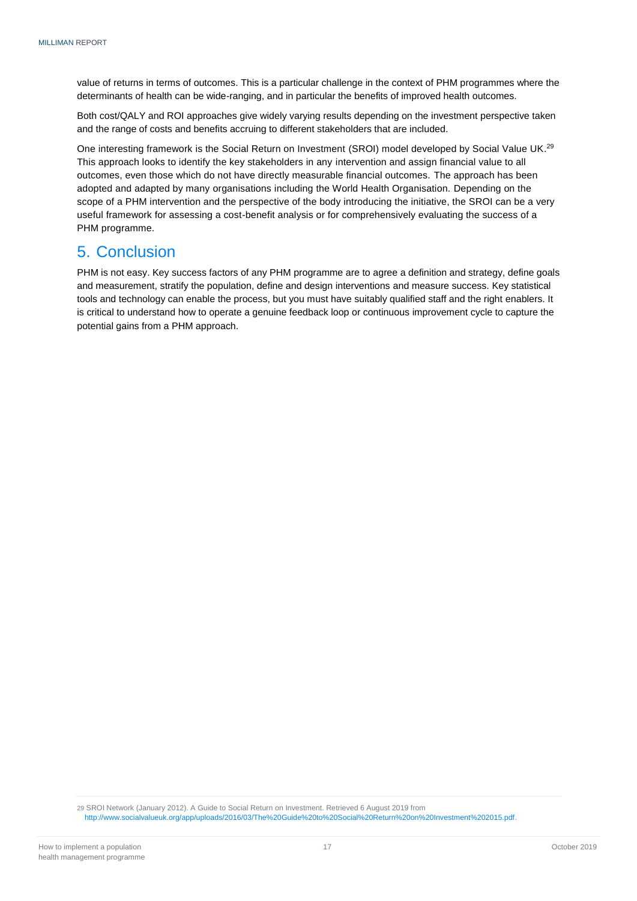value of returns in terms of outcomes. This is a particular challenge in the context of PHM programmes where the determinants of health can be wide-ranging, and in particular the benefits of improved health outcomes.

Both cost/QALY and ROI approaches give widely varying results depending on the investment perspective taken and the range of costs and benefits accruing to different stakeholders that are included.

One interesting framework is the Social Return on Investment (SROI) model developed by Social Value UK.[29] This approach looks to identify the key stakeholders in any intervention and assign financial value to all outcomes, even those which do not have directly measurable financial outcomes. The approach has been adopted and adapted by many organisations including the World Health Organisation. Depending on the scope of a PHM intervention and the perspective of the body introducing the initiative, the SROI can be a very useful framework for assessing a cost-benefit analysis or for comprehensively evaluating the success of a PHM programme.

## 5. Conclusion

PHM is not easy. Key success factors of any PHM programme are to agree a definition and strategy, define goals and measurement, stratify the population, define and design interventions and measure success. Key statistical tools and technology can enable the process, but you must have suitably qualified staff and the right enablers. It is critical to understand how to operate a genuine feedback loop or continuous improvement cycle to capture the potential gains from a PHM approach.

29 SROI Network (January 2012). A Guide to Social Return on Investment. Retrieved 6 August 2019 from http://www.socialvalueuk.org/app/uploads/2016/03/The%20Guide%20to%20Social%20Return%20on%20Investment%202015.pdf.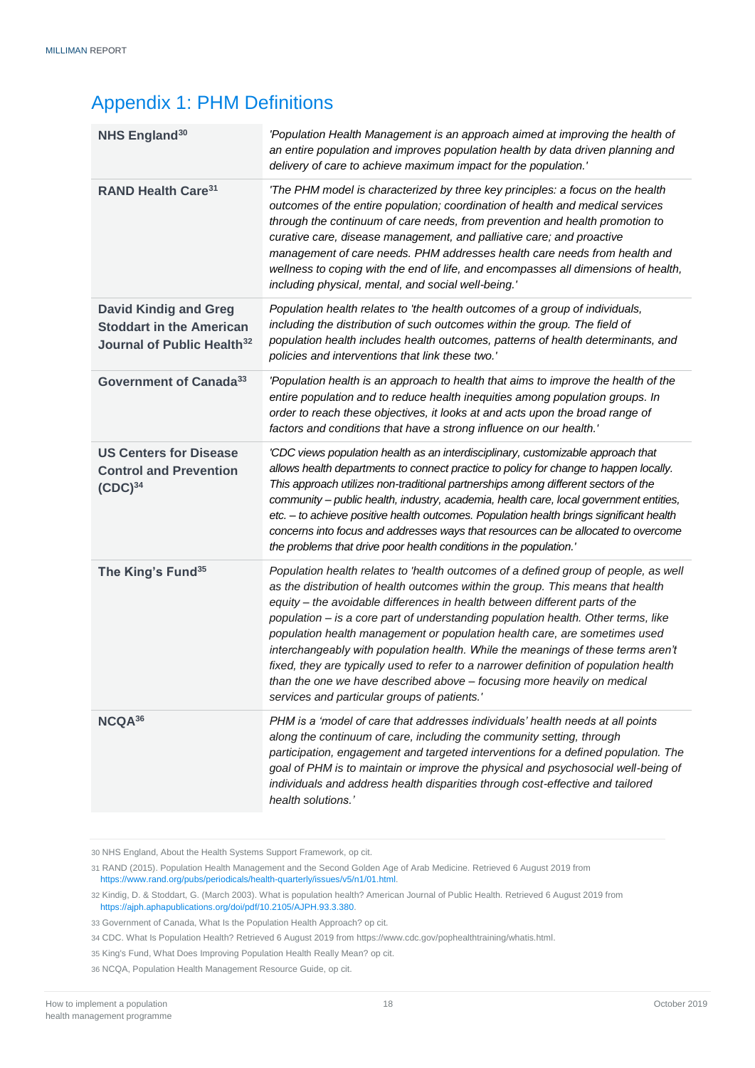## Appendix 1: PHM Definitions

| | |
|---|---|
| **NHS England**[30] | *'Population Health Management is an approach aimed at improving the health of an entire population and improves population health by data driven planning and delivery of care to achieve maximum impact for the population.'* |
| **RAND Health Care**[31] | *'The PHM model is characterized by three key principles: a focus on the health outcomes of the entire population; coordination of health and medical services through the continuum of care needs, from prevention and health promotion to curative care, disease management, and palliative care; and proactive management of care needs. PHM addresses health care needs from health and wellness to coping with the end of life, and encompasses all dimensions of health, including physical, mental, and social well-being.'* |
| **David Kindig and Greg Stoddart in the American Journal of Public Health**[32] | *Population health relates to 'the health outcomes of a group of individuals, including the distribution of such outcomes within the group. The field of population health includes health outcomes, patterns of health determinants, and policies and interventions that link these two.'* |
| **Government of Canada**[33] | *'Population health is an approach to health that aims to improve the health of the entire population and to reduce health inequities among population groups. In order to reach these objectives, it looks at and acts upon the broad range of factors and conditions that have a strong influence on our health.'* |
| **US Centers for Disease Control and Prevention (CDC)**[34] | *'CDC views population health as an interdisciplinary, customizable approach that allows health departments to connect practice to policy for change to happen locally. This approach utilizes non-traditional partnerships among different sectors of the community – public health, industry, academia, health care, local government entities, etc. – to achieve positive health outcomes. Population health brings significant health concerns into focus and addresses ways that resources can be allocated to overcome the problems that drive poor health conditions in the population.'* |
| **The King's Fund**[35] | *Population health relates to 'health outcomes of a defined group of people, as well as the distribution of health outcomes within the group. This means that health equity – the avoidable differences in health between different parts of the population – is a core part of understanding population health. Other terms, like population health management or population health care, are sometimes used interchangeably with population health. While the meanings of these terms aren't fixed, they are typically used to refer to a narrower definition of population health than the one we have described above – focusing more heavily on medical services and particular groups of patients.'* |
| **NCQA**[36] | *PHM is a 'model of care that addresses individuals' health needs at all points along the continuum of care, including the community setting, through participation, engagement and targeted interventions for a defined population. The goal of PHM is to maintain or improve the physical and psychosocial well-being of individuals and address health disparities through cost-effective and tailored health solutions.'* |

30 NHS England, About the Health Systems Support Framework, op cit.

31 RAND (2015). Population Health Management and the Second Golden Age of Arab Medicine. Retrieved 6 August 2019 from https://www.rand.org/pubs/periodicals/health-quarterly/issues/v5/n1/01.html.

32 Kindig, D. & Stoddart, G. (March 2003). What is population health? American Journal of Public Health. Retrieved 6 August 2019 from https://ajph.aphapublications.org/doi/pdf/10.2105/AJPH.93.3.380.

33 Government of Canada, What Is the Population Health Approach? op cit.

34 CDC. What Is Population Health? Retrieved 6 August 2019 from https://www.cdc.gov/pophealthtraining/whatis.html.

35 King's Fund, What Does Improving Population Health Really Mean? op cit.

36 NCQA, Population Health Management Resource Guide, op cit.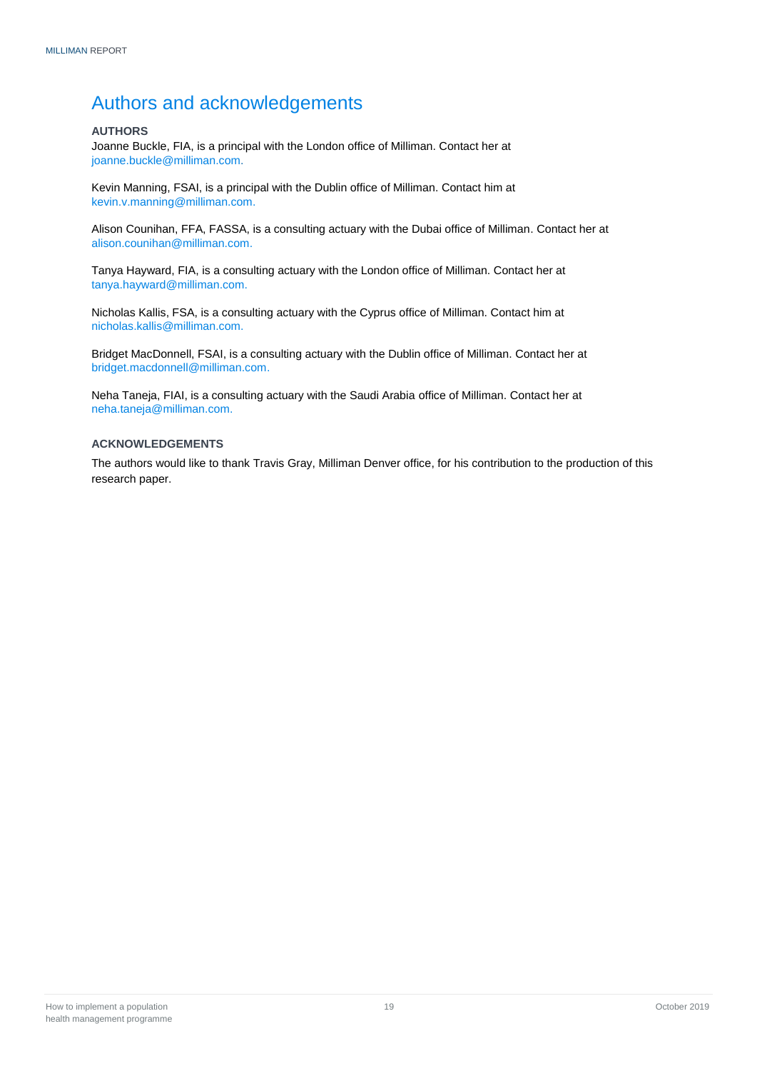# Authors and acknowledgements

**AUTHORS**

Joanne Buckle, FIA, is a principal with the London office of Milliman. Contact her at joanne.buckle@milliman.com.

Kevin Manning, FSAI, is a principal with the Dublin office of Milliman. Contact him at kevin.v.manning@milliman.com.

Alison Counihan, FFA, FASSA, is a consulting actuary with the Dubai office of Milliman. Contact her at alison.counihan@milliman.com.

Tanya Hayward, FIA, is a consulting actuary with the London office of Milliman. Contact her at tanya.hayward@milliman.com.

Nicholas Kallis, FSA, is a consulting actuary with the Cyprus office of Milliman. Contact him at nicholas.kallis@milliman.com.

Bridget MacDonnell, FSAI, is a consulting actuary with the Dublin office of Milliman. Contact her at bridget.macdonnell@milliman.com.

Neha Taneja, FIAI, is a consulting actuary with the Saudi Arabia office of Milliman. Contact her at neha.taneja@milliman.com.

**ACKNOWLEDGEMENTS**

The authors would like to thank Travis Gray, Milliman Denver office, for his contribution to the production of this research paper.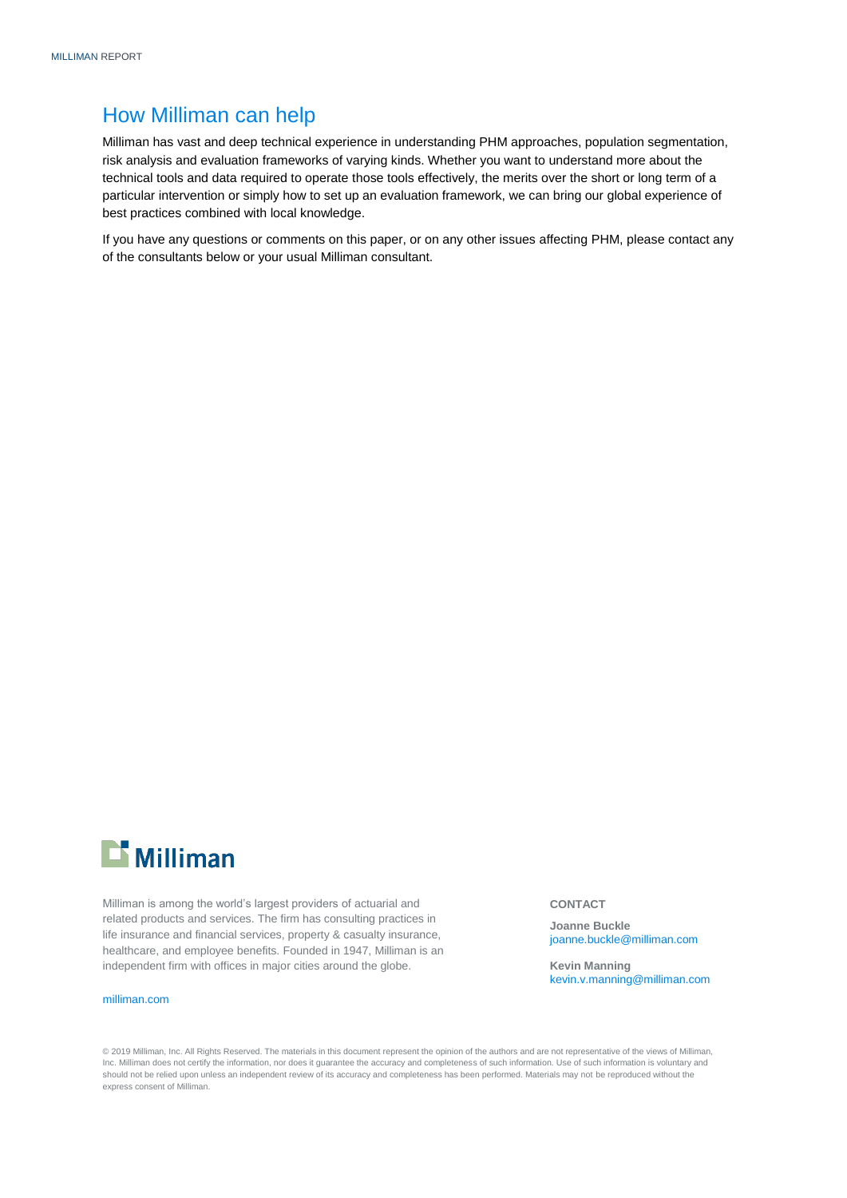## How Milliman can help

Milliman has vast and deep technical experience in understanding PHM approaches, population segmentation, risk analysis and evaluation frameworks of varying kinds. Whether you want to understand more about the technical tools and data required to operate those tools effectively, the merits over the short or long term of a particular intervention or simply how to set up an evaluation framework, we can bring our global experience of best practices combined with local knowledge.

If you have any questions or comments on this paper, or on any other issues affecting PHM, please contact any of the consultants below or your usual Milliman consultant.

Milliman

Milliman is among the world's largest providers of actuarial and related products and services. The firm has consulting practices in life insurance and financial services, property & casualty insurance, healthcare, and employee benefits. Founded in 1947, Milliman is an independent firm with offices in major cities around the globe.

milliman.com

**CONTACT**

**Joanne Buckle**
joanne.buckle@milliman.com

**Kevin Manning**
kevin.v.manning@milliman.com

© 2019 Milliman, Inc. All Rights Reserved. The materials in this document represent the opinion of the authors and are not representative of the views of Milliman, Inc. Milliman does not certify the information, nor does it guarantee the accuracy and completeness of such information. Use of such information is voluntary and should not be relied upon unless an independent review of its accuracy and completeness has been performed. Materials may not be reproduced without the express consent of Milliman.